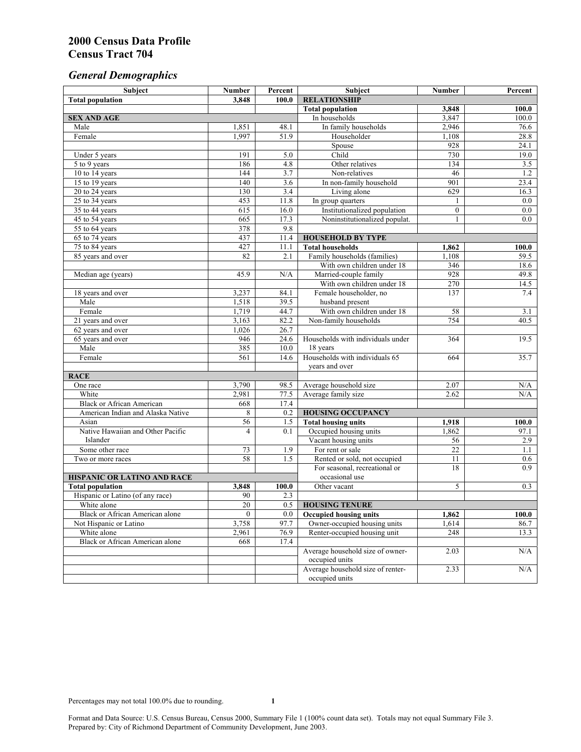# 2000 Census Data Profile
# Census Tract 704

## *General Demographics*

| Subject | Number | Percent | Subject | Number | Percent |
|---|---|---|---|---|---|
| **Total population** | **3,848** | **100.0** | **RELATIONSHIP** | | |
| | | | **Total population** | **3,848** | **100.0** |
| **SEX AND AGE** | | | In households | 3,847 | 100.0 |
| Male | 1,851 | 48.1 | In family households | 2,946 | 76.6 |
| Female | 1,997 | 51.9 | Householder | 1,108 | 28.8 |
| | | | Spouse | 928 | 24.1 |
| Under 5 years | 191 | 5.0 | Child | 730 | 19.0 |
| 5 to 9 years | 186 | 4.8 | Other relatives | 134 | 3.5 |
| 10 to 14 years | 144 | 3.7 | Non-relatives | 46 | 1.2 |
| 15 to 19 years | 140 | 3.6 | In non-family household | 901 | 23.4 |
| 20 to 24 years | 130 | 3.4 | Living alone | 629 | 16.3 |
| 25 to 34 years | 453 | 11.8 | In group quarters | 1 | 0.0 |
| 35 to 44 years | 615 | 16.0 | Institutionalized population | 0 | 0.0 |
| 45 to 54 years | 665 | 17.3 | Noninstitutionalized populat. | 1 | 0.0 |
| 55 to 64 years | 378 | 9.8 | | | |
| 65 to 74 years | 437 | 11.4 | **HOUSEHOLD BY TYPE** | | |
| 75 to 84 years | 427 | 11.1 | **Total households** | **1,862** | **100.0** |
| 85 years and over | 82 | 2.1 | Family households (families) | 1,108 | 59.5 |
| | | | With own children under 18 | 346 | 18.6 |
| Median age (years) | 45.9 | N/A | Married-couple family | 928 | 49.8 |
| | | | With own children under 18 | 270 | 14.5 |
| 18 years and over | 3,237 | 84.1 | Female householder, no husband present | 137 | 7.4 |
| Male | 1,518 | 39.5 | | | |
| Female | 1,719 | 44.7 | With own children under 18 | 58 | 3.1 |
| 21 years and over | 3,163 | 82.2 | Non-family households | 754 | 40.5 |
| 62 years and over | 1,026 | 26.7 | | | |
| 65 years and over | 946 | 24.6 | Households with individuals under 18 years | 364 | 19.5 |
| Male | 385 | 10.0 | | | |
| Female | 561 | 14.6 | Households with individuals 65 years and over | 664 | 35.7 |
| **RACE** | | | | | |
| One race | 3,790 | 98.5 | Average household size | 2.07 | N/A |
| White | 2,981 | 77.5 | Average family size | 2.62 | N/A |
| Black or African American | 668 | 17.4 | | | |
| American Indian and Alaska Native | 8 | 0.2 | **HOUSING OCCUPANCY** | | |
| Asian | 56 | 1.5 | **Total housing units** | **1,918** | **100.0** |
| Native Hawaiian and Other Pacific Islander | 4 | 0.1 | Occupied housing units | 1,862 | 97.1 |
| | | | Vacant housing units | 56 | 2.9 |
| Some other race | 73 | 1.9 | For rent or sale | 22 | 1.1 |
| Two or more races | 58 | 1.5 | Rented or sold, not occupied | 11 | 0.6 |
| | | | For seasonal, recreational or occasional use | 18 | 0.9 |
| **HISPANIC OR LATINO AND RACE** | | | | | |
| **Total population** | **3,848** | **100.0** | Other vacant | 5 | 0.3 |
| Hispanic or Latino (of any race) | 90 | 2.3 | | | |
| White alone | 20 | 0.5 | **HOUSING TENURE** | | |
| Black or African American alone | 0 | 0.0 | **Occupied housing units** | **1,862** | **100.0** |
| Not Hispanic or Latino | 3,758 | 97.7 | Owner-occupied housing units | 1,614 | 86.7 |
| White alone | 2,961 | 76.9 | Renter-occupied housing unit | 248 | 13.3 |
| Black or African American alone | 668 | 17.4 | | | |
| | | | Average household size of owner-occupied units | 2.03 | N/A |
| | | | Average household size of renter-occupied units | 2.33 | N/A |

Percentages may not total 100.0% due to rounding.

Format and Data Source: U.S. Census Bureau, Census 2000, Summary File 1 (100% count data set). Totals may not equal Summary File 3.
Prepared by: City of Richmond Department of Community Development, June 2003.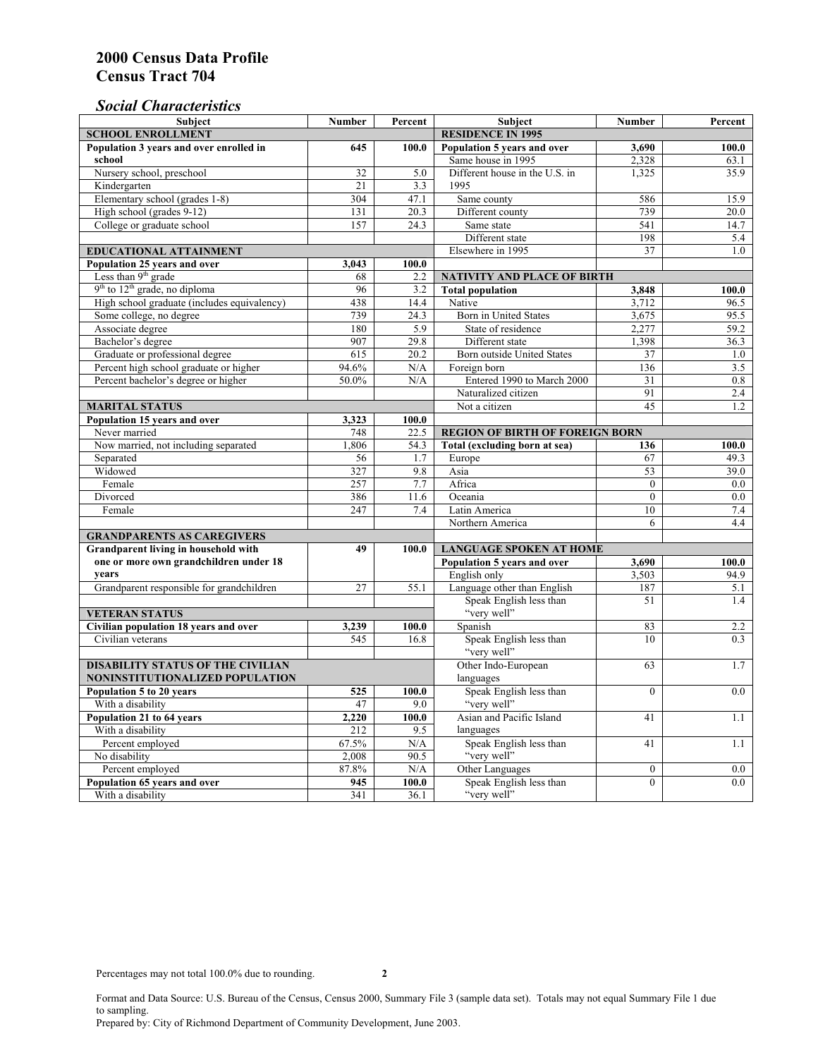# 2000 Census Data Profile
# Census Tract 704

## *Social Characteristics*

| Subject | Number | Percent |
|---|---|---|
| **SCHOOL ENROLLMENT** | | |
| **Population 3 years and over enrolled in school** | **645** | **100.0** |
| Nursery school, preschool | 32 | 5.0 |
| Kindergarten | 21 | 3.3 |
| Elementary school (grades 1-8) | 304 | 47.1 |
| High school (grades 9-12) | 131 | 20.3 |
| College or graduate school | 157 | 24.3 |
| **EDUCATIONAL ATTAINMENT** | | |
| **Population 25 years and over** | **3,043** | **100.0** |
| Less than 9th grade | 68 | 2.2 |
| 9th to 12th grade, no diploma | 96 | 3.2 |
| High school graduate (includes equivalency) | 438 | 14.4 |
| Some college, no degree | 739 | 24.3 |
| Associate degree | 180 | 5.9 |
| Bachelor's degree | 907 | 29.8 |
| Graduate or professional degree | 615 | 20.2 |
| Percent high school graduate or higher | 94.6% | N/A |
| Percent bachelor's degree or higher | 50.0% | N/A |
| **MARITAL STATUS** | | |
| **Population 15 years and over** | **3,323** | **100.0** |
| Never married | 748 | 22.5 |
| Now married, not including separated | 1,806 | 54.3 |
| Separated | 56 | 1.7 |
| Widowed | 327 | 9.8 |
| Female | 257 | 7.7 |
| Divorced | 386 | 11.6 |
| Female | 247 | 7.4 |
| **GRANDPARENTS AS CAREGIVERS** | | |
| **Grandparent living in household with one or more own grandchildren under 18 years** | **49** | **100.0** |
| Grandparent responsible for grandchildren | 27 | 55.1 |
| **VETERAN STATUS** | | |
| **Civilian population 18 years and over** | **3,239** | **100.0** |
| Civilian veterans | 545 | 16.8 |
| **DISABILITY STATUS OF THE CIVILIAN NONINSTITUTIONALIZED POPULATION** | | |
| **Population 5 to 20 years** | **525** | **100.0** |
| With a disability | 47 | 9.0 |
| **Population 21 to 64 years** | **2,220** | **100.0** |
| With a disability | 212 | 9.5 |
| Percent employed | 67.5% | N/A |
| No disability | 2,008 | 90.5 |
| Percent employed | 87.8% | N/A |
| **Population 65 years and over** | **945** | **100.0** |
| With a disability | 341 | 36.1 |

| Subject | Number | Percent |
|---|---|---|
| **RESIDENCE IN 1995** | | |
| **Population 5 years and over** | **3,690** | **100.0** |
| Same house in 1995 | 2,328 | 63.1 |
| Different house in the U.S. in 1995 | 1,325 | 35.9 |
| Same county | 586 | 15.9 |
| Different county | 739 | 20.0 |
| Same state | 541 | 14.7 |
| Different state | 198 | 5.4 |
| Elsewhere in 1995 | 37 | 1.0 |
| **NATIVITY AND PLACE OF BIRTH** | | |
| **Total population** | **3,848** | **100.0** |
| Native | 3,712 | 96.5 |
| Born in United States | 3,675 | 95.5 |
| State of residence | 2,277 | 59.2 |
| Different state | 1,398 | 36.3 |
| Born outside United States | 37 | 1.0 |
| Foreign born | 136 | 3.5 |
| Entered 1990 to March 2000 | 31 | 0.8 |
| Naturalized citizen | 91 | 2.4 |
| Not a citizen | 45 | 1.2 |
| **REGION OF BIRTH OF FOREIGN BORN** | | |
| **Total (excluding born at sea)** | **136** | **100.0** |
| Europe | 67 | 49.3 |
| Asia | 53 | 39.0 |
| Africa | 0 | 0.0 |
| Oceania | 0 | 0.0 |
| Latin America | 10 | 7.4 |
| Northern America | 6 | 4.4 |
| **LANGUAGE SPOKEN AT HOME** | | |
| **Population 5 years and over** | **3,690** | **100.0** |
| English only | 3,503 | 94.9 |
| Language other than English | 187 | 5.1 |
| Speak English less than "very well" | 51 | 1.4 |
| Spanish | 83 | 2.2 |
| Speak English less than "very well" | 10 | 0.3 |
| Other Indo-European languages | 63 | 1.7 |
| Speak English less than "very well" | 0 | 0.0 |
| Asian and Pacific Island languages | 41 | 1.1 |
| Speak English less than "very well" | 41 | 1.1 |
| Other Languages | 0 | 0.0 |
| Speak English less than "very well" | 0 | 0.0 |

Percentages may not total 100.0% due to rounding.

Format and Data Source: U.S. Bureau of the Census, Census 2000, Summary File 3 (sample data set). Totals may not equal Summary File 1 due to sampling.
Prepared by: City of Richmond Department of Community Development, June 2003.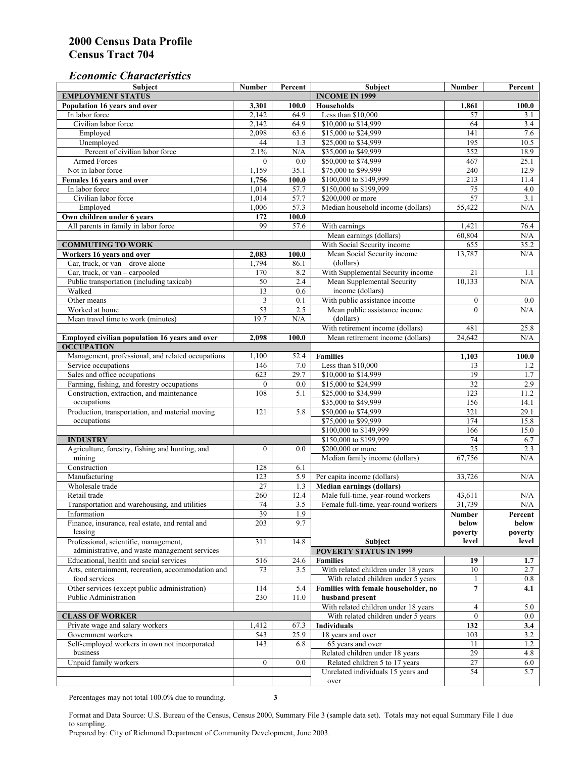# 2000 Census Data Profile
# Census Tract 704

### *Economic Characteristics*

| Subject | Number | Percent |
|---|---|---|
| **EMPLOYMENT STATUS** | | |
| **Population 16 years and over** | **3,301** | **100.0** |
| In labor force | 2,142 | 64.9 |
| Civilian labor force | 2,142 | 64.9 |
| Employed | 2,098 | 63.6 |
| Unemployed | 44 | 1.3 |
| Percent of civilian labor force | 2.1% | N/A |
| Armed Forces | 0 | 0.0 |
| Not in labor force | 1,159 | 35.1 |
| **Females 16 years and over** | **1,756** | **100.0** |
| In labor force | 1,014 | 57.7 |
| Civilian labor force | 1,014 | 57.7 |
| Employed | 1,006 | 57.3 |
| **Own children under 6 years** | **172** | **100.0** |
| All parents in family in labor force | 99 | 57.6 |
| **COMMUTING TO WORK** | | |
| **Workers 16 years and over** | **2,083** | **100.0** |
| Car, truck, or van – drove alone | 1,794 | 86.1 |
| Car, truck, or van – carpooled | 170 | 8.2 |
| Public transportation (including taxicab) | 50 | 2.4 |
| Walked | 13 | 0.6 |
| Other means | 3 | 0.1 |
| Worked at home | 53 | 2.5 |
| Mean travel time to work (minutes) | 19.7 | N/A |
| **Employed civilian population 16 years and over** | **2,098** | **100.0** |
| **OCCUPATION** | | |
| Management, professional, and related occupations | 1,100 | 52.4 |
| Service occupations | 146 | 7.0 |
| Sales and office occupations | 623 | 29.7 |
| Farming, fishing, and forestry occupations | 0 | 0.0 |
| Construction, extraction, and maintenance occupations | 108 | 5.1 |
| Production, transportation, and material moving occupations | 121 | 5.8 |
| **INDUSTRY** | | |
| Agriculture, forestry, fishing and hunting, and mining | 0 | 0.0 |
| Construction | 128 | 6.1 |
| Manufacturing | 123 | 5.9 |
| Wholesale trade | 27 | 1.3 |
| Retail trade | 260 | 12.4 |
| Transportation and warehousing, and utilities | 74 | 3.5 |
| Information | 39 | 1.9 |
| Finance, insurance, real estate, and rental and leasing | 203 | 9.7 |
| Professional, scientific, management, administrative, and waste management services | 311 | 14.8 |
| Educational, health and social services | 516 | 24.6 |
| Arts, entertainment, recreation, accommodation and food services | 73 | 3.5 |
| Other services (except public administration) | 114 | 5.4 |
| Public Administration | 230 | 11.0 |
| **CLASS OF WORKER** | | |
| Private wage and salary workers | 1,412 | 67.3 |
| Government workers | 543 | 25.9 |
| Self-employed workers in own not incorporated business | 143 | 6.8 |
| Unpaid family workers | 0 | 0.0 |

| Subject | Number | Percent |
|---|---|---|
| **INCOME IN 1999** | | |
| **Households** | **1,861** | **100.0** |
| Less than $10,000 | 57 | 3.1 |
| $10,000 to $14,999 | 64 | 3.4 |
| $15,000 to $24,999 | 141 | 7.6 |
| $25,000 to $34,999 | 195 | 10.5 |
| $35,000 to $49,999 | 352 | 18.9 |
| $50,000 to $74,999 | 467 | 25.1 |
| $75,000 to $99,999 | 240 | 12.9 |
| $100,000 to $149,999 | 213 | 11.4 |
| $150,000 to $199,999 | 75 | 4.0 |
| $200,000 or more | 57 | 3.1 |
| Median household income (dollars) | 55,422 | N/A |
| With earnings | 1,421 | 76.4 |
| Mean earnings (dollars) | 60,804 | N/A |
| With Social Security income | 655 | 35.2 |
| Mean Social Security income (dollars) | 13,787 | N/A |
| With Supplemental Security income | 21 | 1.1 |
| Mean Supplemental Security income (dollars) | 10,133 | N/A |
| With public assistance income | 0 | 0.0 |
| Mean public assistance income (dollars) | 0 | N/A |
| With retirement income (dollars) | 481 | 25.8 |
| Mean retirement income (dollars) | 24,642 | N/A |
| **Families** | **1,103** | **100.0** |
| Less than $10,000 | 13 | 1.2 |
| $10,000 to $14,999 | 19 | 1.7 |
| $15,000 to $24,999 | 32 | 2.9 |
| $25,000 to $34,999 | 123 | 11.2 |
| $35,000 to $49,999 | 156 | 14.1 |
| $50,000 to $74,999 | 321 | 29.1 |
| $75,000 to $99,999 | 174 | 15.8 |
| $100,000 to $149,999 | 166 | 15.0 |
| $150,000 to $199,999 | 74 | 6.7 |
| $200,000 or more | 25 | 2.3 |
| Median family income (dollars) | 67,756 | N/A |
| Per capita income (dollars) | 33,726 | N/A |
| **Median earnings (dollars)** | | |
| Male full-time, year-round workers | 43,611 | N/A |
| Female full-time, year-round workers | 31,739 | N/A |

| Subject | Number below poverty level | Percent below poverty level |
|---|---|---|
| **POVERTY STATUS IN 1999** | | |
| **Families** | **19** | **1.7** |
| With related children under 18 years | 10 | 2.7 |
| With related children under 5 years | 1 | 0.8 |
| **Families with female householder, no husband present** | **7** | **4.1** |
| With related children under 18 years | 4 | 5.0 |
| With related children under 5 years | 0 | 0.0 |
| **Individuals** | **132** | **3.4** |
| 18 years and over | 103 | 3.2 |
| 65 years and over | 11 | 1.2 |
| Related children under 18 years | 29 | 4.8 |
| Related children 5 to 17 years | 27 | 6.0 |
| Unrelated individuals 15 years and over | 54 | 5.7 |

Percentages may not total 100.0% due to rounding.

Format and Data Source: U.S. Bureau of the Census, Census 2000, Summary File 3 (sample data set). Totals may not equal Summary File 1 due to sampling.
Prepared by: City of Richmond Department of Community Development, June 2003.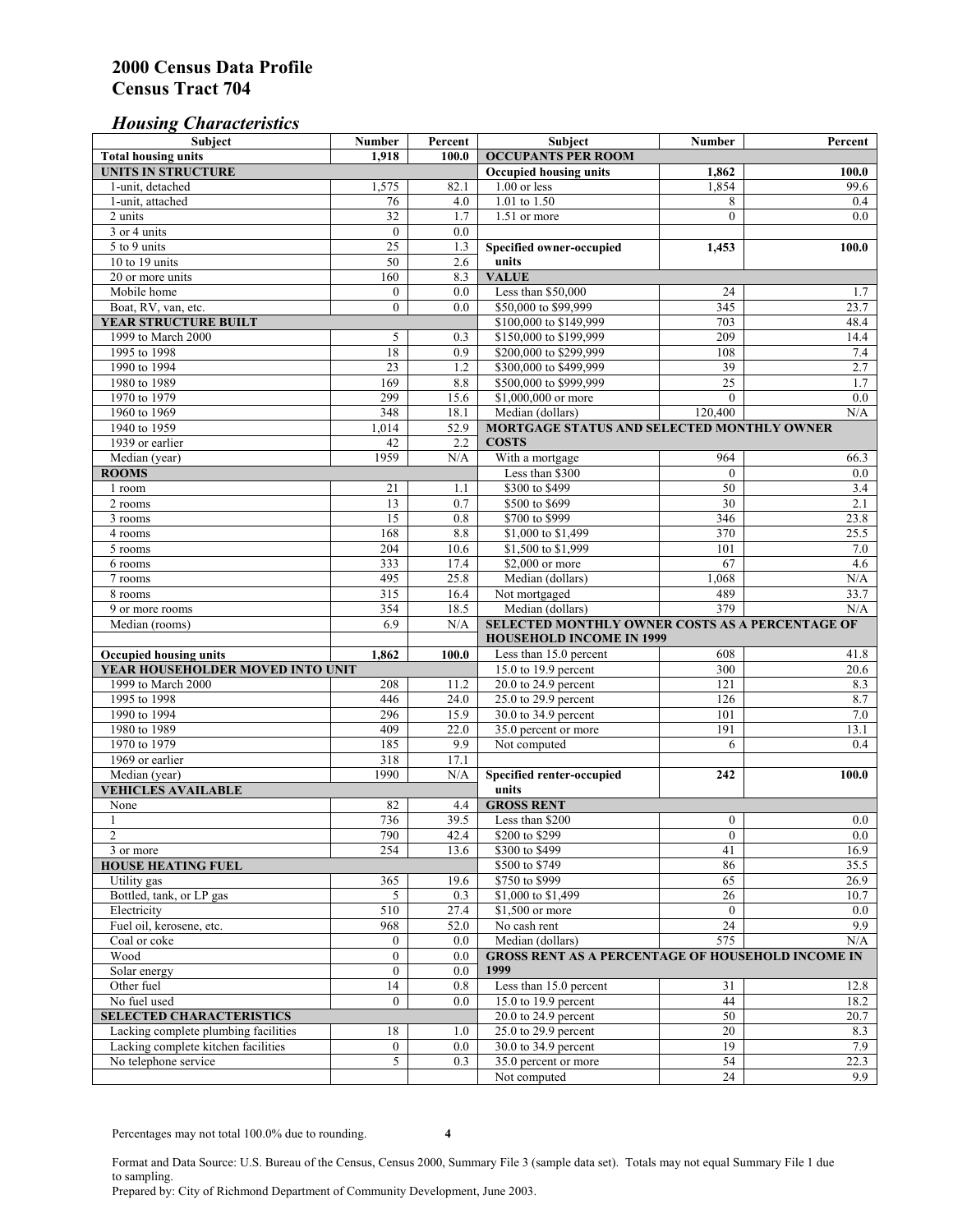# 2000 Census Data Profile
# Census Tract 704

## *Housing Characteristics*

| Subject | Number | Percent | Subject | Number | Percent |
|---|---|---|---|---|---|
| **Total housing units** | **1,918** | **100.0** | **OCCUPANTS PER ROOM** | | |
| **UNITS IN STRUCTURE** | | | **Occupied housing units** | **1,862** | **100.0** |
| 1-unit, detached | 1,575 | 82.1 | 1.00 or less | 1,854 | 99.6 |
| 1-unit, attached | 76 | 4.0 | 1.01 to 1.50 | 8 | 0.4 |
| 2 units | 32 | 1.7 | 1.51 or more | 0 | 0.0 |
| 3 or 4 units | 0 | 0.0 | | | |
| 5 to 9 units | 25 | 1.3 | **Specified owner-occupied units** | **1,453** | **100.0** |
| 10 to 19 units | 50 | 2.6 | | | |
| 20 or more units | 160 | 8.3 | **VALUE** | | |
| Mobile home | 0 | 0.0 | Less than $50,000 | 24 | 1.7 |
| Boat, RV, van, etc. | 0 | 0.0 | $50,000 to $99,999 | 345 | 23.7 |
| **YEAR STRUCTURE BUILT** | | | $100,000 to $149,999 | 703 | 48.4 |
| 1999 to March 2000 | 5 | 0.3 | $150,000 to $199,999 | 209 | 14.4 |
| 1995 to 1998 | 18 | 0.9 | $200,000 to $299,999 | 108 | 7.4 |
| 1990 to 1994 | 23 | 1.2 | $300,000 to $499,999 | 39 | 2.7 |
| 1980 to 1989 | 169 | 8.8 | $500,000 to $999,999 | 25 | 1.7 |
| 1970 to 1979 | 299 | 15.6 | $1,000,000 or more | 0 | 0.0 |
| 1960 to 1969 | 348 | 18.1 | Median (dollars) | 120,400 | N/A |
| 1940 to 1959 | 1,014 | 52.9 | **MORTGAGE STATUS AND SELECTED MONTHLY OWNER COSTS** | | |
| 1939 or earlier | 42 | 2.2 | | | |
| Median (year) | 1959 | N/A | With a mortgage | 964 | 66.3 |
| **ROOMS** | | | Less than $300 | 0 | 0.0 |
| 1 room | 21 | 1.1 | $300 to $499 | 50 | 3.4 |
| 2 rooms | 13 | 0.7 | $500 to $699 | 30 | 2.1 |
| 3 rooms | 15 | 0.8 | $700 to $999 | 346 | 23.8 |
| 4 rooms | 168 | 8.8 | $1,000 to $1,499 | 370 | 25.5 |
| 5 rooms | 204 | 10.6 | $1,500 to $1,999 | 101 | 7.0 |
| 6 rooms | 333 | 17.4 | $2,000 or more | 67 | 4.6 |
| 7 rooms | 495 | 25.8 | Median (dollars) | 1,068 | N/A |
| 8 rooms | 315 | 16.4 | Not mortgaged | 489 | 33.7 |
| 9 or more rooms | 354 | 18.5 | Median (dollars) | 379 | N/A |
| Median (rooms) | 6.9 | N/A | **SELECTED MONTHLY OWNER COSTS AS A PERCENTAGE OF HOUSEHOLD INCOME IN 1999** | | |
| | | | | | |
| **Occupied housing units** | **1,862** | **100.0** | Less than 15.0 percent | 608 | 41.8 |
| **YEAR HOUSEHOLDER MOVED INTO UNIT** | | | 15.0 to 19.9 percent | 300 | 20.6 |
| 1999 to March 2000 | 208 | 11.2 | 20.0 to 24.9 percent | 121 | 8.3 |
| 1995 to 1998 | 446 | 24.0 | 25.0 to 29.9 percent | 126 | 8.7 |
| 1990 to 1994 | 296 | 15.9 | 30.0 to 34.9 percent | 101 | 7.0 |
| 1980 to 1989 | 409 | 22.0 | 35.0 percent or more | 191 | 13.1 |
| 1970 to 1979 | 185 | 9.9 | Not computed | 6 | 0.4 |
| 1969 or earlier | 318 | 17.1 | | | |
| Median (year) | 1990 | N/A | **Specified renter-occupied units** | **242** | **100.0** |
| **VEHICLES AVAILABLE** | | | | | |
| None | 82 | 4.4 | **GROSS RENT** | | |
| 1 | 736 | 39.5 | Less than $200 | 0 | 0.0 |
| 2 | 790 | 42.4 | $200 to $299 | 0 | 0.0 |
| 3 or more | 254 | 13.6 | $300 to $499 | 41 | 16.9 |
| **HOUSE HEATING FUEL** | | | $500 to $749 | 86 | 35.5 |
| Utility gas | 365 | 19.6 | $750 to $999 | 65 | 26.9 |
| Bottled, tank, or LP gas | 5 | 0.3 | $1,000 to $1,499 | 26 | 10.7 |
| Electricity | 510 | 27.4 | $1,500 or more | 0 | 0.0 |
| Fuel oil, kerosene, etc. | 968 | 52.0 | No cash rent | 24 | 9.9 |
| Coal or coke | 0 | 0.0 | Median (dollars) | 575 | N/A |
| Wood | 0 | 0.0 | **GROSS RENT AS A PERCENTAGE OF HOUSEHOLD INCOME IN 1999** | | |
| Solar energy | 0 | 0.0 | | | |
| Other fuel | 14 | 0.8 | Less than 15.0 percent | 31 | 12.8 |
| No fuel used | 0 | 0.0 | 15.0 to 19.9 percent | 44 | 18.2 |
| **SELECTED CHARACTERISTICS** | | | 20.0 to 24.9 percent | 50 | 20.7 |
| Lacking complete plumbing facilities | 18 | 1.0 | 25.0 to 29.9 percent | 20 | 8.3 |
| Lacking complete kitchen facilities | 0 | 0.0 | 30.0 to 34.9 percent | 19 | 7.9 |
| No telephone service | 5 | 0.3 | 35.0 percent or more | 54 | 22.3 |
| | | | Not computed | 24 | 9.9 |

Percentages may not total 100.0% due to rounding.

Format and Data Source: U.S. Bureau of the Census, Census 2000, Summary File 3 (sample data set). Totals may not equal Summary File 1 due to sampling.
Prepared by: City of Richmond Department of Community Development, June 2003.